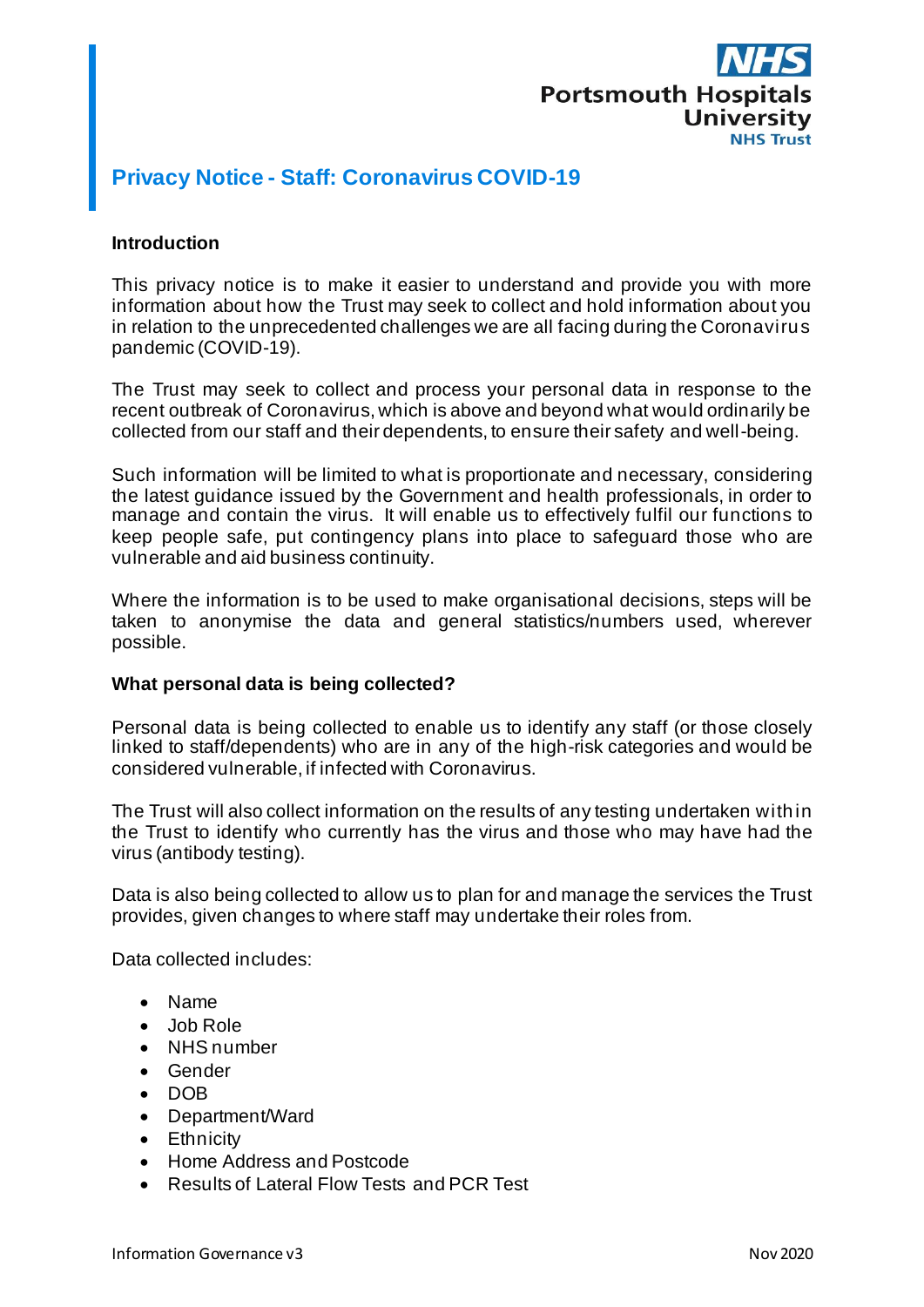NHS Portsmouth Hospitals University NHS Trust

# Privacy Notice - Staff: Coronavirus COVID-19

**Introduction**

This privacy notice is to make it easier to understand and provide you with more information about how the Trust may seek to collect and hold information about you in relation to the unprecedented challenges we are all facing during the Coronavirus pandemic (COVID-19).

The Trust may seek to collect and process your personal data in response to the recent outbreak of Coronavirus, which is above and beyond what would ordinarily be collected from our staff and their dependents, to ensure their safety and well-being.

Such information will be limited to what is proportionate and necessary, considering the latest guidance issued by the Government and health professionals, in order to manage and contain the virus. It will enable us to effectively fulfil our functions to keep people safe, put contingency plans into place to safeguard those who are vulnerable and aid business continuity.

Where the information is to be used to make organisational decisions, steps will be taken to anonymise the data and general statistics/numbers used, wherever possible.

**What personal data is being collected?**

Personal data is being collected to enable us to identify any staff (or those closely linked to staff/dependents) who are in any of the high-risk categories and would be considered vulnerable, if infected with Coronavirus.

The Trust will also collect information on the results of any testing undertaken within the Trust to identify who currently has the virus and those who may have had the virus (antibody testing).

Data is also being collected to allow us to plan for and manage the services the Trust provides, given changes to where staff may undertake their roles from.

Data collected includes:

- Name
- Job Role
- NHS number
- Gender
- DOB
- Department/Ward
- Ethnicity
- Home Address and Postcode
- Results of Lateral Flow Tests and PCR Test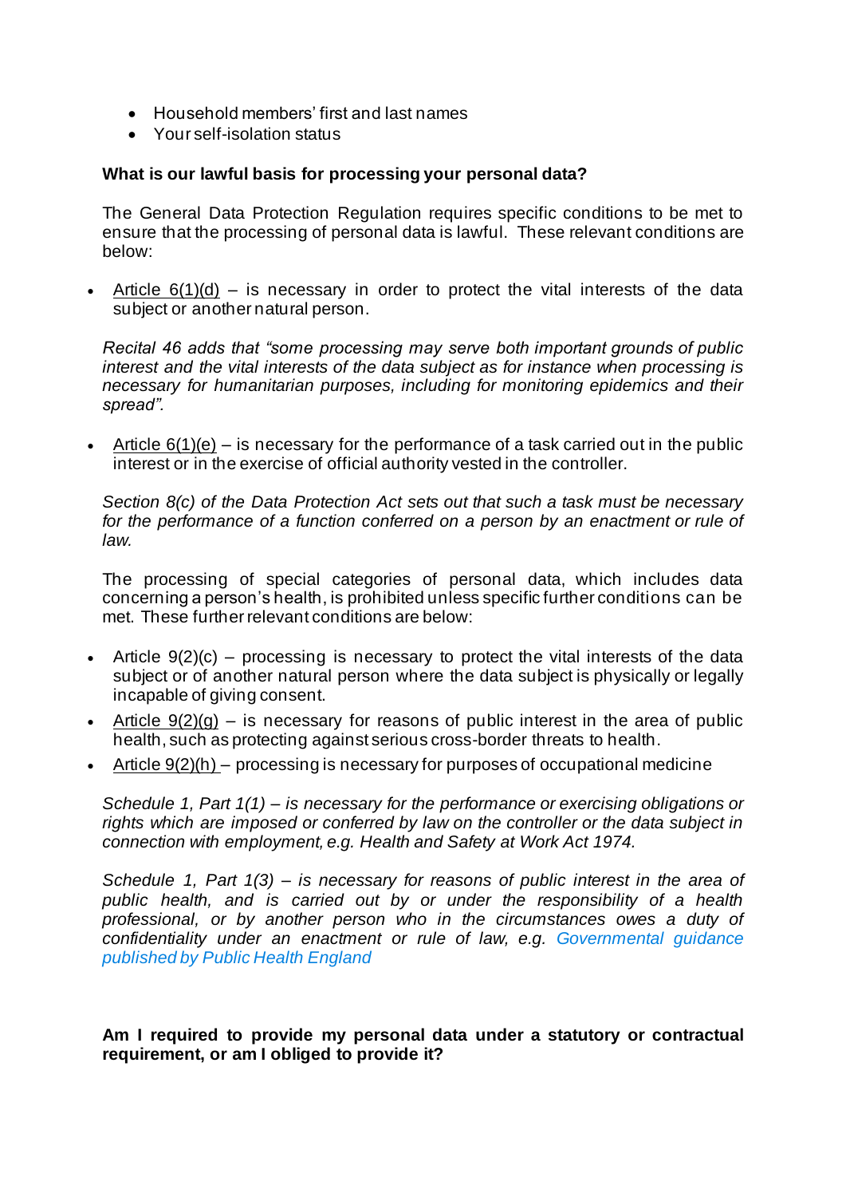- Household members' first and last names
- Your self-isolation status

**What is our lawful basis for processing your personal data?**

The General Data Protection Regulation requires specific conditions to be met to ensure that the processing of personal data is lawful. These relevant conditions are below:

- Article 6(1)(d) – is necessary in order to protect the vital interests of the data subject or another natural person.

*Recital 46 adds that "some processing may serve both important grounds of public interest and the vital interests of the data subject as for instance when processing is necessary for humanitarian purposes, including for monitoring epidemics and their spread".*

- Article 6(1)(e) – is necessary for the performance of a task carried out in the public interest or in the exercise of official authority vested in the controller.

*Section 8(c) of the Data Protection Act sets out that such a task must be necessary for the performance of a function conferred on a person by an enactment or rule of law.*

The processing of special categories of personal data, which includes data concerning a person's health, is prohibited unless specific further conditions can be met. These further relevant conditions are below:

- Article 9(2)(c) – processing is necessary to protect the vital interests of the data subject or of another natural person where the data subject is physically or legally incapable of giving consent.
- Article 9(2)(g) – is necessary for reasons of public interest in the area of public health, such as protecting against serious cross-border threats to health.
- Article 9(2)(h) – processing is necessary for purposes of occupational medicine

*Schedule 1, Part 1(1) – is necessary for the performance or exercising obligations or rights which are imposed or conferred by law on the controller or the data subject in connection with employment, e.g. Health and Safety at Work Act 1974.*

*Schedule 1, Part 1(3) – is necessary for reasons of public interest in the area of public health, and is carried out by or under the responsibility of a health professional, or by another person who in the circumstances owes a duty of confidentiality under an enactment or rule of law, e.g. Governmental guidance published by Public Health England*

**Am I required to provide my personal data under a statutory or contractual requirement, or am I obliged to provide it?**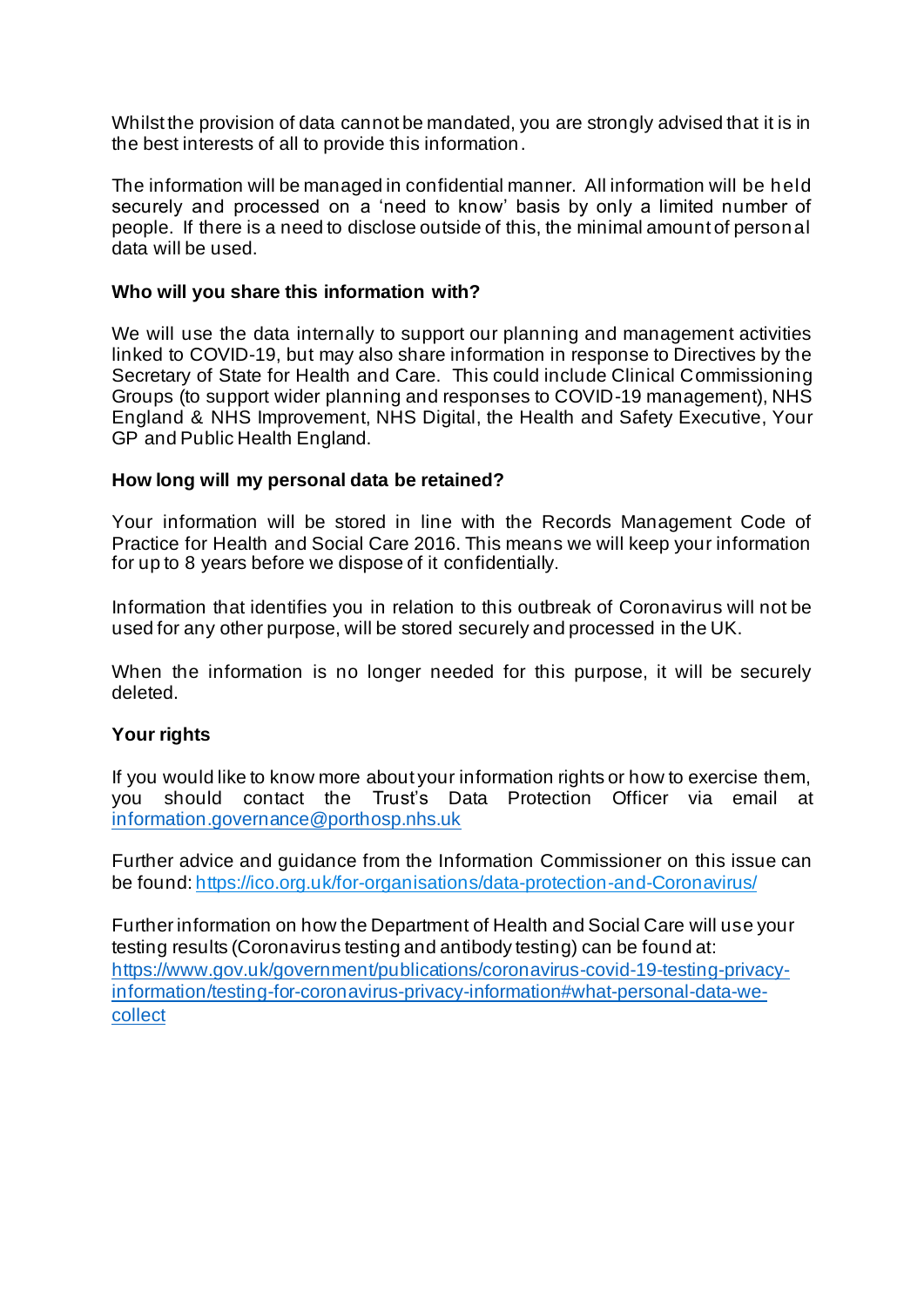Whilst the provision of data cannot be mandated, you are strongly advised that it is in the best interests of all to provide this information.

The information will be managed in confidential manner. All information will be held securely and processed on a 'need to know' basis by only a limited number of people. If there is a need to disclose outside of this, the minimal amount of personal data will be used.

**Who will you share this information with?**

We will use the data internally to support our planning and management activities linked to COVID-19, but may also share information in response to Directives by the Secretary of State for Health and Care. This could include Clinical Commissioning Groups (to support wider planning and responses to COVID-19 management), NHS England & NHS Improvement, NHS Digital, the Health and Safety Executive, Your GP and Public Health England.

**How long will my personal data be retained?**

Your information will be stored in line with the Records Management Code of Practice for Health and Social Care 2016. This means we will keep your information for up to 8 years before we dispose of it confidentially.

Information that identifies you in relation to this outbreak of Coronavirus will not be used for any other purpose, will be stored securely and processed in the UK.

When the information is no longer needed for this purpose, it will be securely deleted.

**Your rights**

If you would like to know more about your information rights or how to exercise them, you should contact the Trust's Data Protection Officer via email at [information.governance@porthosp.nhs.uk](mailto:information.governance@porthosp.nhs.uk)

Further advice and guidance from the Information Commissioner on this issue can be found: [https://ico.org.uk/for-organisations/data-protection-and-Coronavirus/](https://ico.org.uk/for-organisations/data-protection-and-Coronavirus/)

Further information on how the Department of Health and Social Care will use your testing results (Coronavirus testing and antibody testing) can be found at: [https://www.gov.uk/government/publications/coronavirus-covid-19-testing-privacy-information/testing-for-coronavirus-privacy-information#what-personal-data-we-collect](https://www.gov.uk/government/publications/coronavirus-covid-19-testing-privacy-information/testing-for-coronavirus-privacy-information#what-personal-data-we-collect)